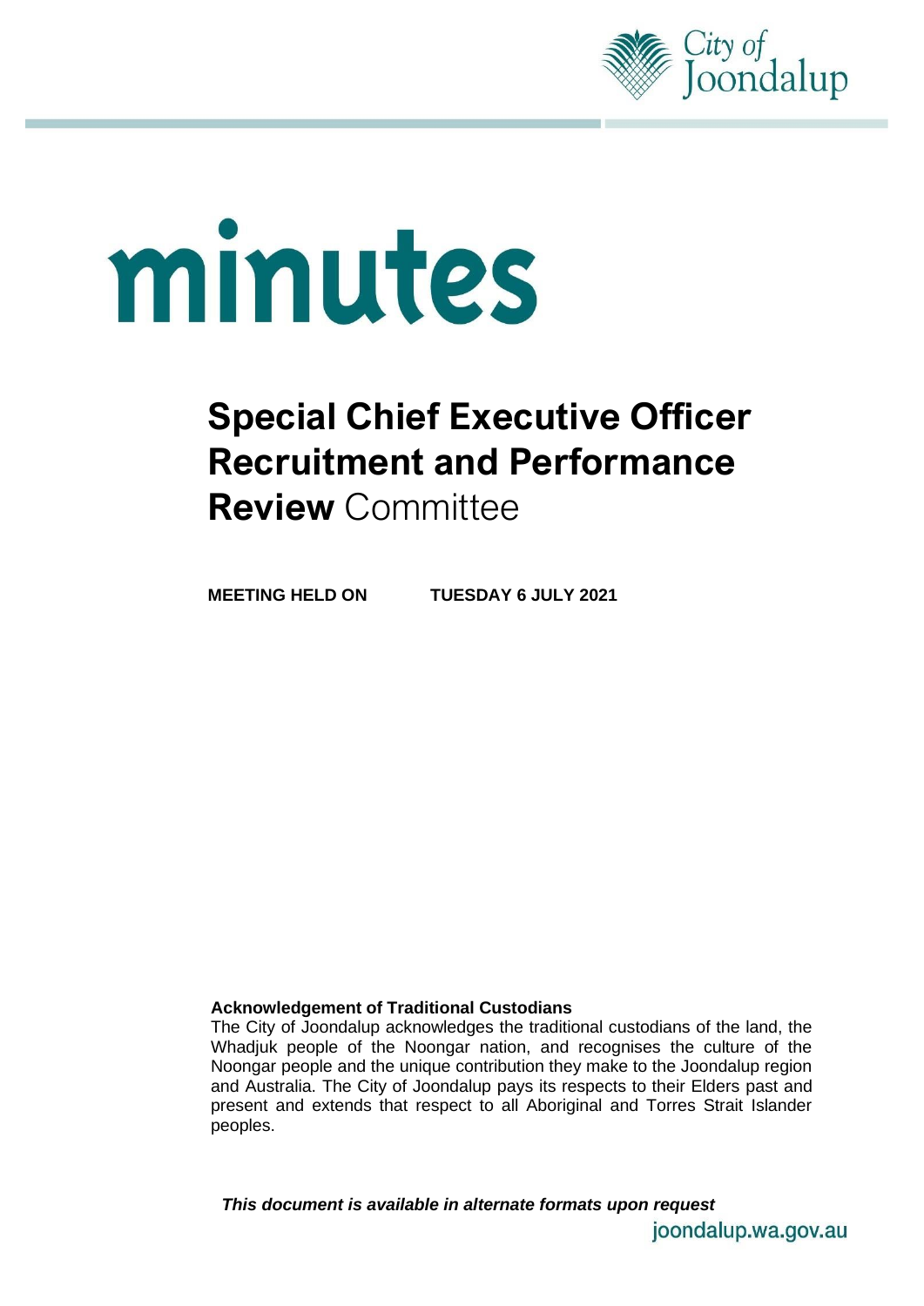City of Joondalup

# minutes

## Special Chief Executive Officer Recruitment and Performance Review Committee

**MEETING HELD ON TUESDAY 6 JULY 2021**

**Acknowledgement of Traditional Custodians**

The City of Joondalup acknowledges the traditional custodians of the land, the Whadjuk people of the Noongar nation, and recognises the culture of the Noongar people and the unique contribution they make to the Joondalup region and Australia. The City of Joondalup pays its respects to their Elders past and present and extends that respect to all Aboriginal and Torres Strait Islander peoples.

***This document is available in alternate formats upon request***

joondalup.wa.gov.au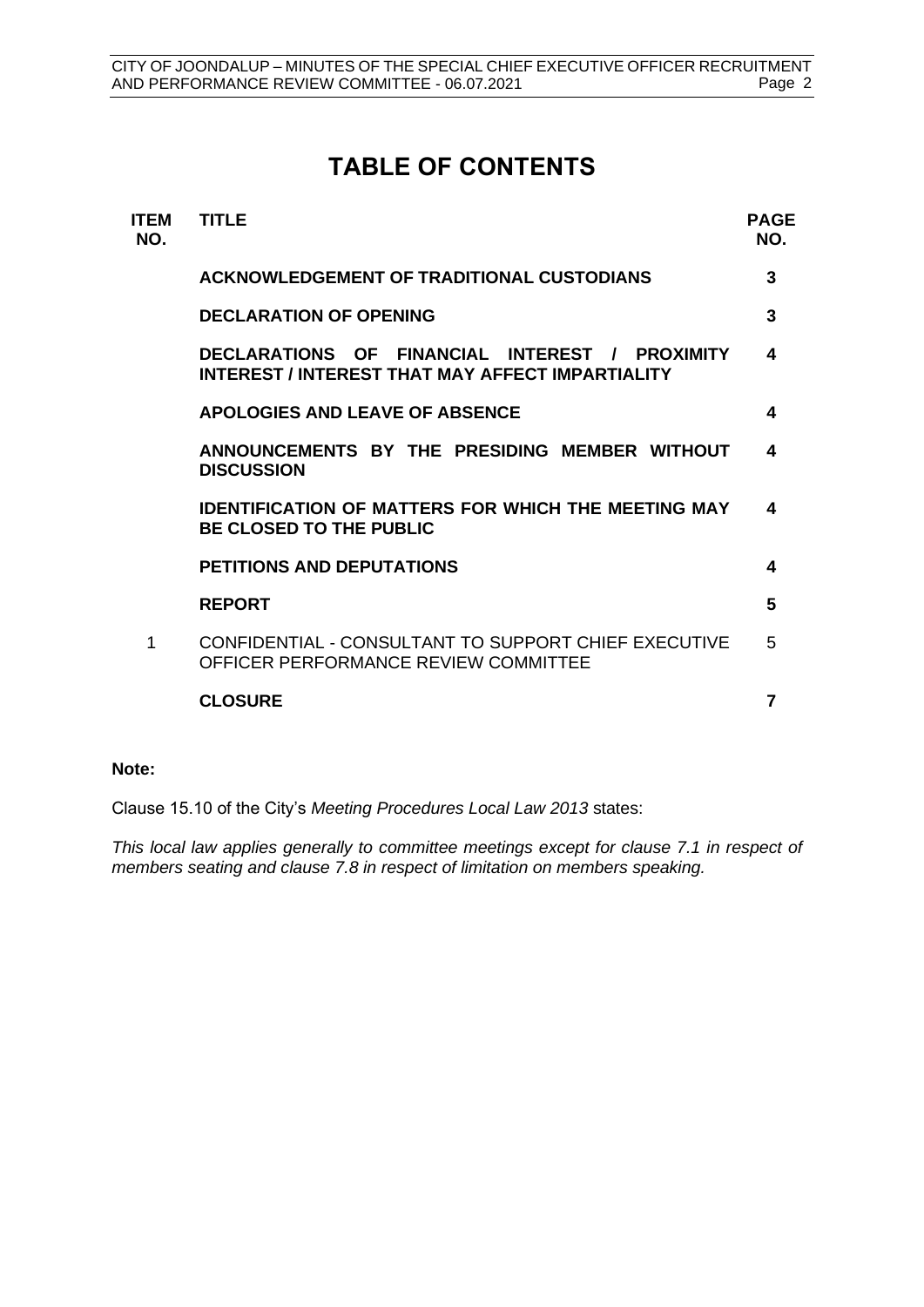# TABLE OF CONTENTS

| ITEM NO. | TITLE | PAGE NO. |
|---|---|---|
| | **ACKNOWLEDGEMENT OF TRADITIONAL CUSTODIANS** | **3** |
| | **DECLARATION OF OPENING** | **3** |
| | **DECLARATIONS OF FINANCIAL INTEREST / PROXIMITY INTEREST / INTEREST THAT MAY AFFECT IMPARTIALITY** | **4** |
| | **APOLOGIES AND LEAVE OF ABSENCE** | **4** |
| | **ANNOUNCEMENTS BY THE PRESIDING MEMBER WITHOUT DISCUSSION** | **4** |
| | **IDENTIFICATION OF MATTERS FOR WHICH THE MEETING MAY BE CLOSED TO THE PUBLIC** | **4** |
| | **PETITIONS AND DEPUTATIONS** | **4** |
| | **REPORT** | **5** |
| 1 | CONFIDENTIAL - CONSULTANT TO SUPPORT CHIEF EXECUTIVE OFFICER PERFORMANCE REVIEW COMMITTEE | 5 |
| | **CLOSURE** | **7** |

**Note:**

Clause 15.10 of the City's *Meeting Procedures Local Law 2013* states:

*This local law applies generally to committee meetings except for clause 7.1 in respect of members seating and clause 7.8 in respect of limitation on members speaking.*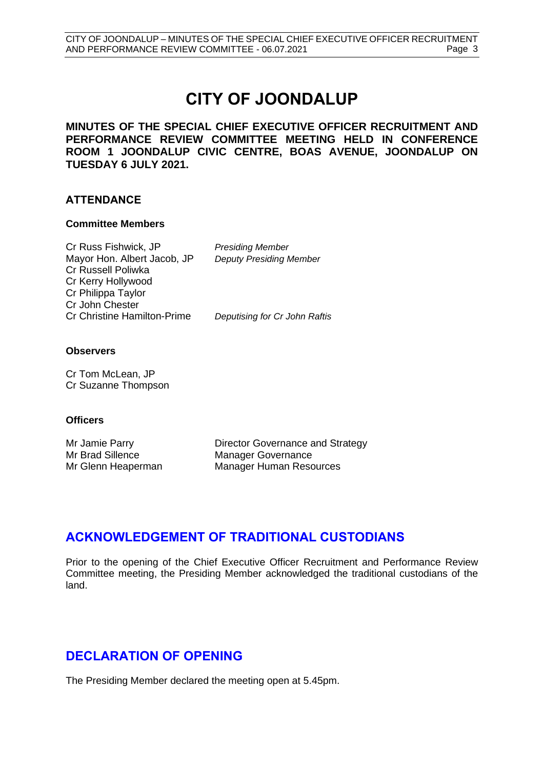# CITY OF JOONDALUP

**MINUTES OF THE SPECIAL CHIEF EXECUTIVE OFFICER RECRUITMENT AND PERFORMANCE REVIEW COMMITTEE MEETING HELD IN CONFERENCE ROOM 1 JOONDALUP CIVIC CENTRE, BOAS AVENUE, JOONDALUP ON TUESDAY 6 JULY 2021.**

## ATTENDANCE

**Committee Members**

| | |
|---|---|
| Cr Russ Fishwick, JP | *Presiding Member* |
| Mayor Hon. Albert Jacob, JP | *Deputy Presiding Member* |
| Cr Russell Poliwka | |
| Cr Kerry Hollywood | |
| Cr Philippa Taylor | |
| Cr John Chester | |
| Cr Christine Hamilton-Prime | *Deputising for Cr John Raftis* |

**Observers**

Cr Tom McLean, JP
Cr Suzanne Thompson

**Officers**

| | |
|---|---|
| Mr Jamie Parry | Director Governance and Strategy |
| Mr Brad Sillence | Manager Governance |
| Mr Glenn Heaperman | Manager Human Resources |

## ACKNOWLEDGEMENT OF TRADITIONAL CUSTODIANS

Prior to the opening of the Chief Executive Officer Recruitment and Performance Review Committee meeting, the Presiding Member acknowledged the traditional custodians of the land.

## DECLARATION OF OPENING

The Presiding Member declared the meeting open at 5.45pm.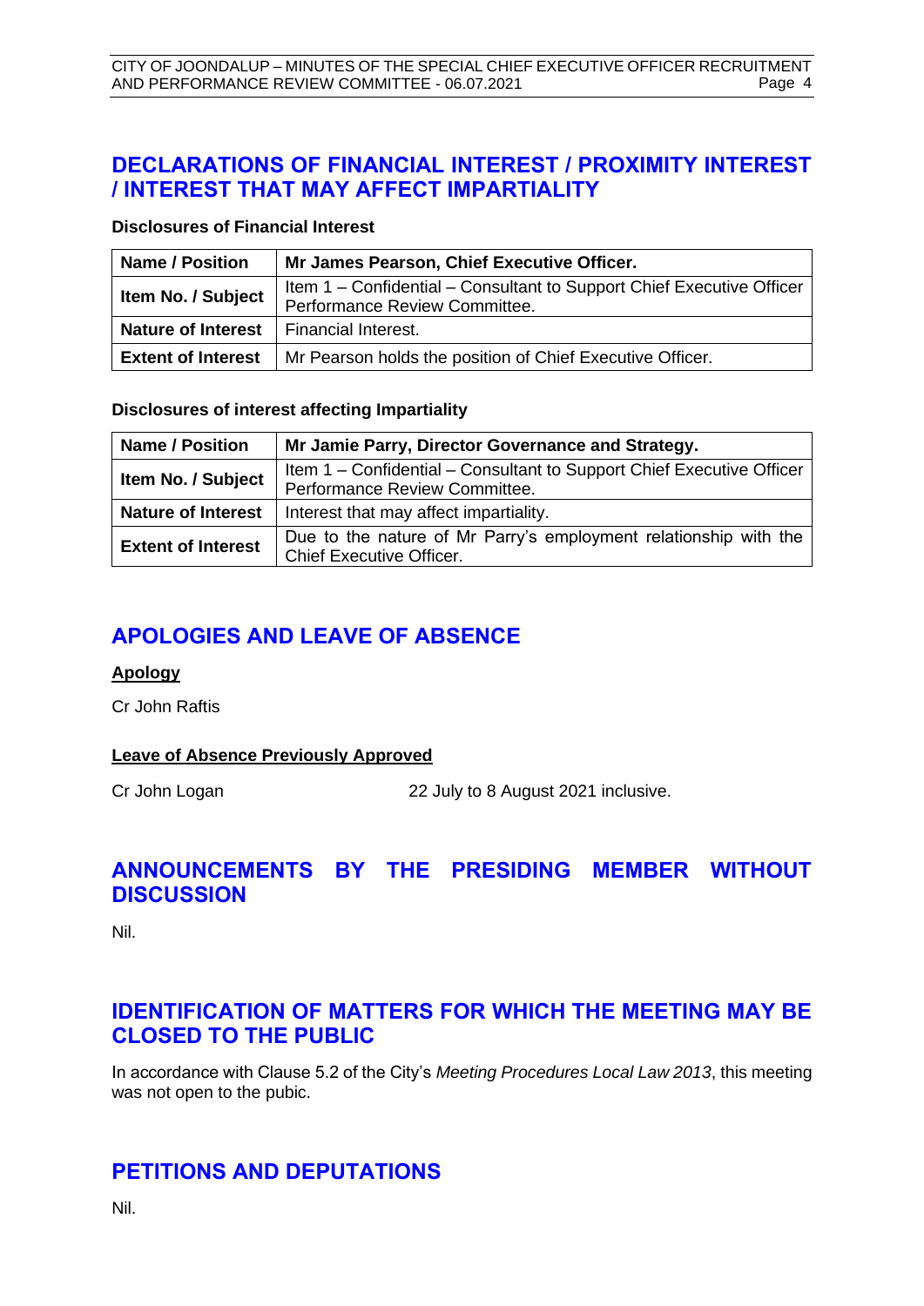## DECLARATIONS OF FINANCIAL INTEREST / PROXIMITY INTEREST / INTEREST THAT MAY AFFECT IMPARTIALITY

**Disclosures of Financial Interest**

| **Name / Position** | **Mr James Pearson, Chief Executive Officer.** |
|---|---|
| **Item No. / Subject** | Item 1 – Confidential – Consultant to Support Chief Executive Officer Performance Review Committee. |
| **Nature of Interest** | Financial Interest. |
| **Extent of Interest** | Mr Pearson holds the position of Chief Executive Officer. |

**Disclosures of interest affecting Impartiality**

| **Name / Position** | **Mr Jamie Parry, Director Governance and Strategy.** |
|---|---|
| **Item No. / Subject** | Item 1 – Confidential – Consultant to Support Chief Executive Officer Performance Review Committee. |
| **Nature of Interest** | Interest that may affect impartiality. |
| **Extent of Interest** | Due to the nature of Mr Parry's employment relationship with the Chief Executive Officer. |

## APOLOGIES AND LEAVE OF ABSENCE

**Apology**

Cr John Raftis

**Leave of Absence Previously Approved**

Cr John Logan 22 July to 8 August 2021 inclusive.

## ANNOUNCEMENTS BY THE PRESIDING MEMBER WITHOUT DISCUSSION

Nil.

## IDENTIFICATION OF MATTERS FOR WHICH THE MEETING MAY BE CLOSED TO THE PUBLIC

In accordance with Clause 5.2 of the City's *Meeting Procedures Local Law 2013*, this meeting was not open to the pubic.

## PETITIONS AND DEPUTATIONS

Nil.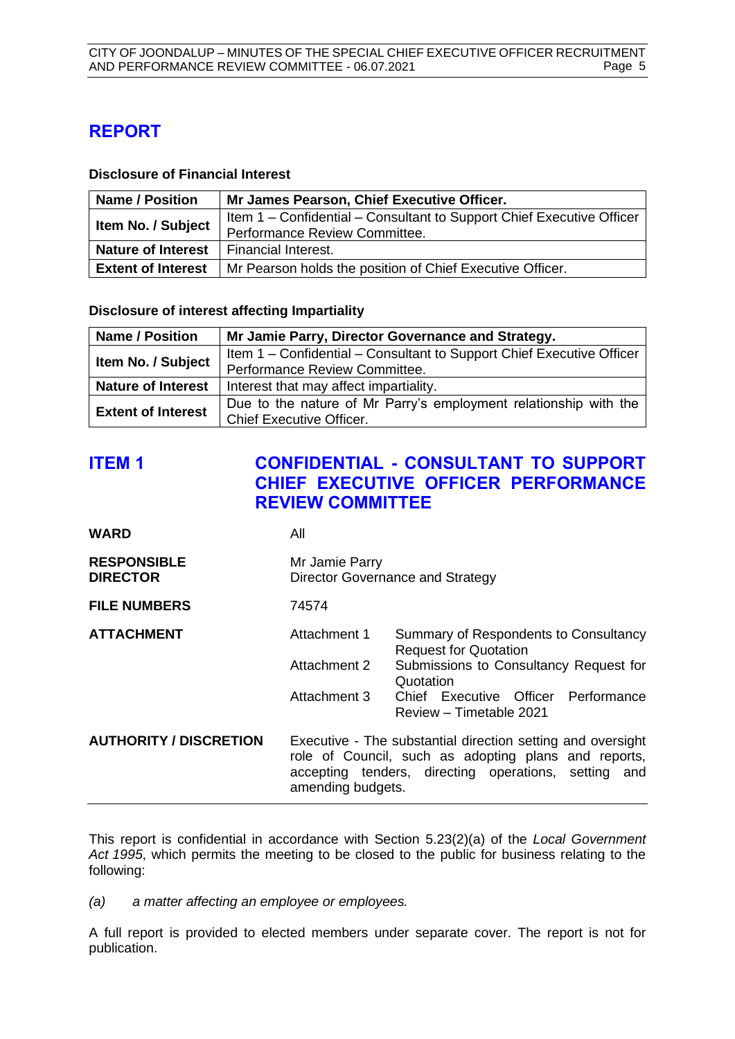# REPORT

**Disclosure of Financial Interest**

| **Name / Position** | **Mr James Pearson, Chief Executive Officer.** |
|---|---|
| **Item No. / Subject** | Item 1 – Confidential – Consultant to Support Chief Executive Officer Performance Review Committee. |
| **Nature of Interest** | Financial Interest. |
| **Extent of Interest** | Mr Pearson holds the position of Chief Executive Officer. |

**Disclosure of interest affecting Impartiality**

| **Name / Position** | **Mr Jamie Parry, Director Governance and Strategy.** |
|---|---|
| **Item No. / Subject** | Item 1 – Confidential – Consultant to Support Chief Executive Officer Performance Review Committee. |
| **Nature of Interest** | Interest that may affect impartiality. |
| **Extent of Interest** | Due to the nature of Mr Parry's employment relationship with the Chief Executive Officer. |

## ITEM 1 CONFIDENTIAL - CONSULTANT TO SUPPORT CHIEF EXECUTIVE OFFICER PERFORMANCE REVIEW COMMITTEE

| | | |
|---|---|---|
| **WARD** | All | |
| **RESPONSIBLE DIRECTOR** | Mr Jamie Parry<br>Director Governance and Strategy | |
| **FILE NUMBERS** | 74574 | |
| **ATTACHMENT** | Attachment 1 | Summary of Respondents to Consultancy Request for Quotation |
| | Attachment 2 | Submissions to Consultancy Request for Quotation |
| | Attachment 3 | Chief Executive Officer Performance Review – Timetable 2021 |
| **AUTHORITY / DISCRETION** | Executive - The substantial direction setting and oversight role of Council, such as adopting plans and reports, accepting tenders, directing operations, setting and amending budgets. | |

This report is confidential in accordance with Section 5.23(2)(a) of the *Local Government Act 1995*, which permits the meeting to be closed to the public for business relating to the following:

*(a) a matter affecting an employee or employees.*

A full report is provided to elected members under separate cover. The report is not for publication.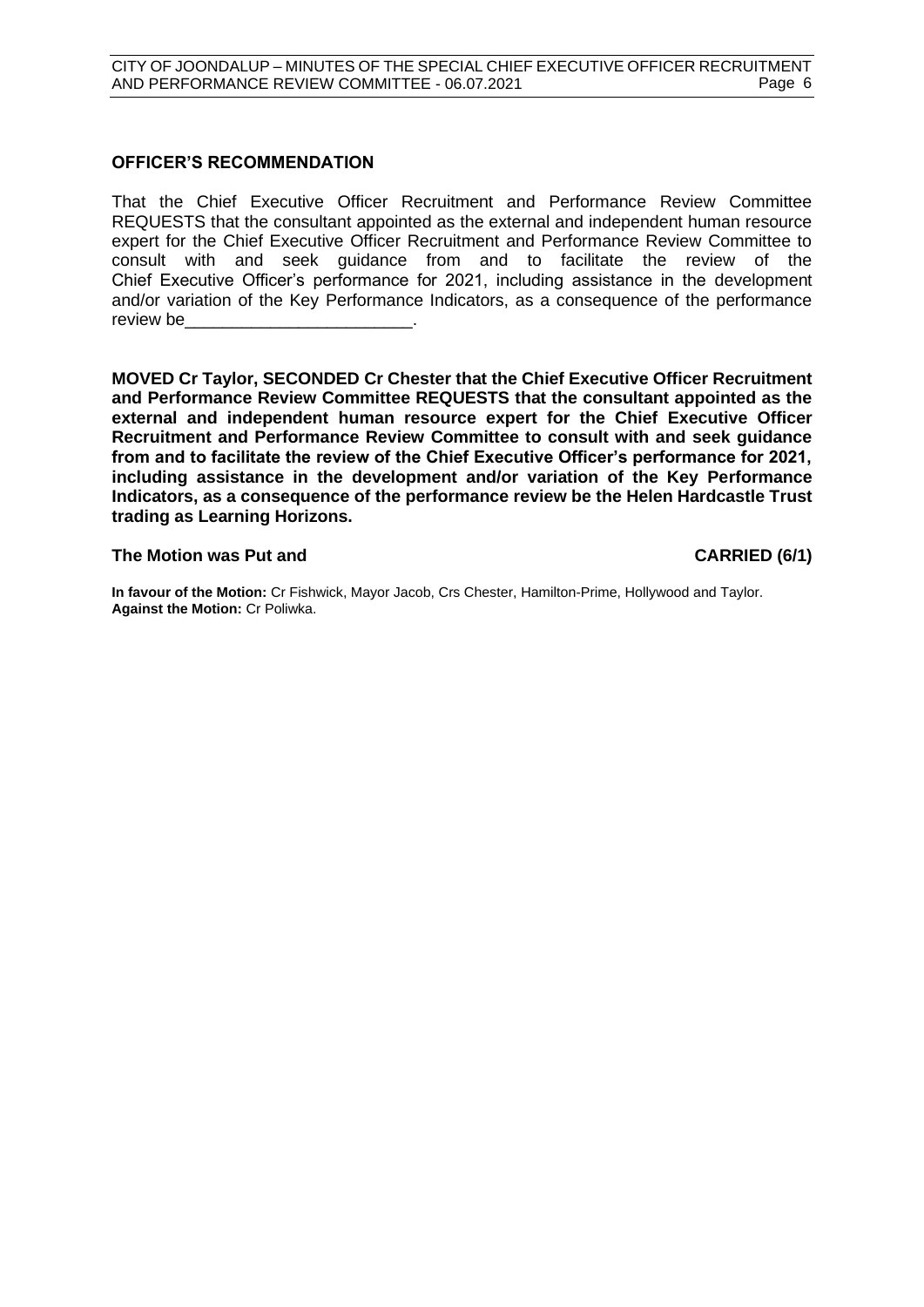## OFFICER'S RECOMMENDATION

That the Chief Executive Officer Recruitment and Performance Review Committee REQUESTS that the consultant appointed as the external and independent human resource expert for the Chief Executive Officer Recruitment and Performance Review Committee to consult with and seek guidance from and to facilitate the review of the Chief Executive Officer's performance for 2021, including assistance in the development and/or variation of the Key Performance Indicators, as a consequence of the performance review be________________________.

**MOVED Cr Taylor, SECONDED Cr Chester that the Chief Executive Officer Recruitment and Performance Review Committee REQUESTS that the consultant appointed as the external and independent human resource expert for the Chief Executive Officer Recruitment and Performance Review Committee to consult with and seek guidance from and to facilitate the review of the Chief Executive Officer's performance for 2021, including assistance in the development and/or variation of the Key Performance Indicators, as a consequence of the performance review be the Helen Hardcastle Trust trading as Learning Horizons.**

**The Motion was Put and CARRIED (6/1)**

**In favour of the Motion:** Cr Fishwick, Mayor Jacob, Crs Chester, Hamilton-Prime, Hollywood and Taylor.
**Against the Motion:** Cr Poliwka.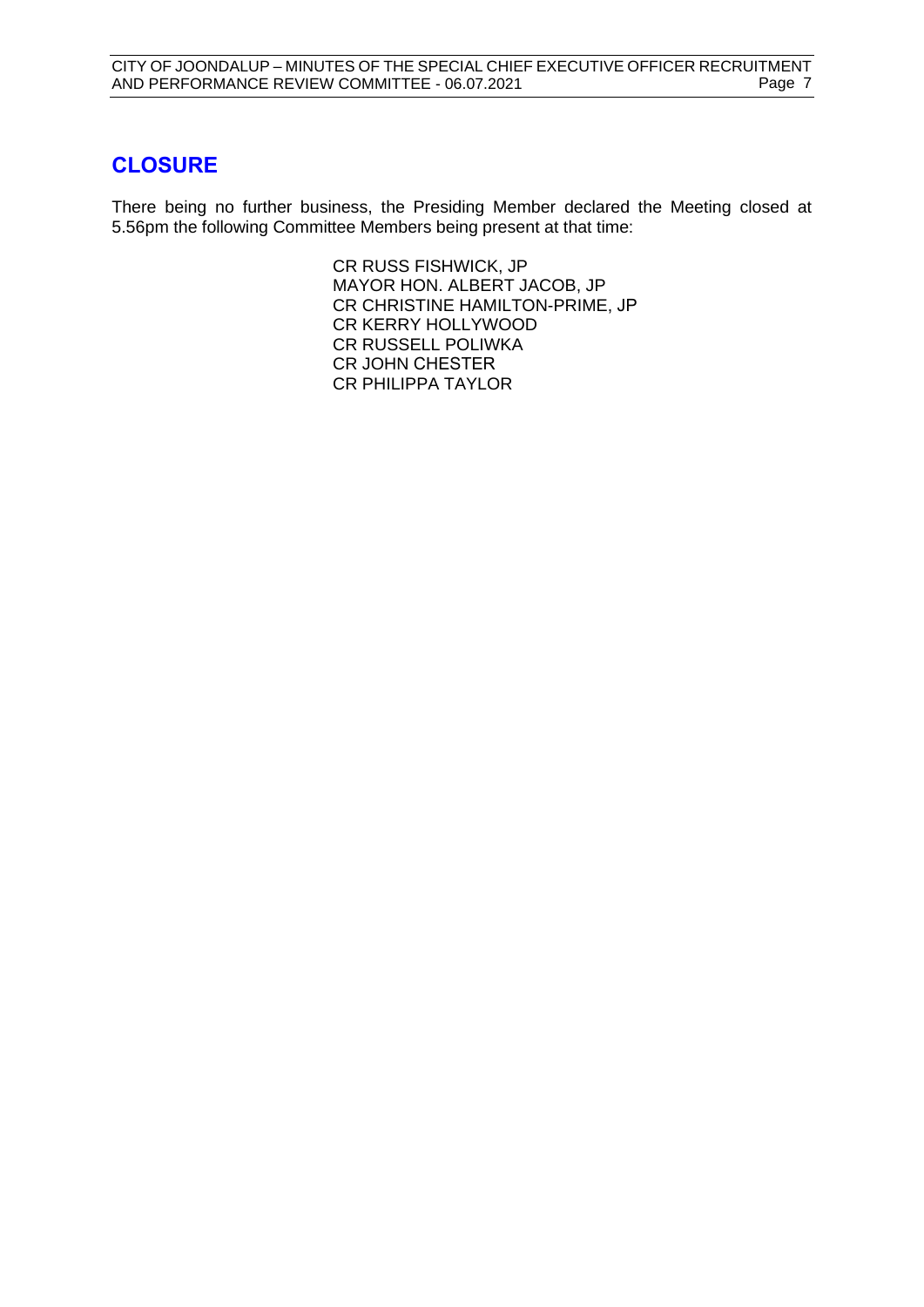## CLOSURE

There being no further business, the Presiding Member declared the Meeting closed at 5.56pm the following Committee Members being present at that time:

CR RUSS FISHWICK, JP
MAYOR HON. ALBERT JACOB, JP
CR CHRISTINE HAMILTON-PRIME, JP
CR KERRY HOLLYWOOD
CR RUSSELL POLIWKA
CR JOHN CHESTER
CR PHILIPPA TAYLOR